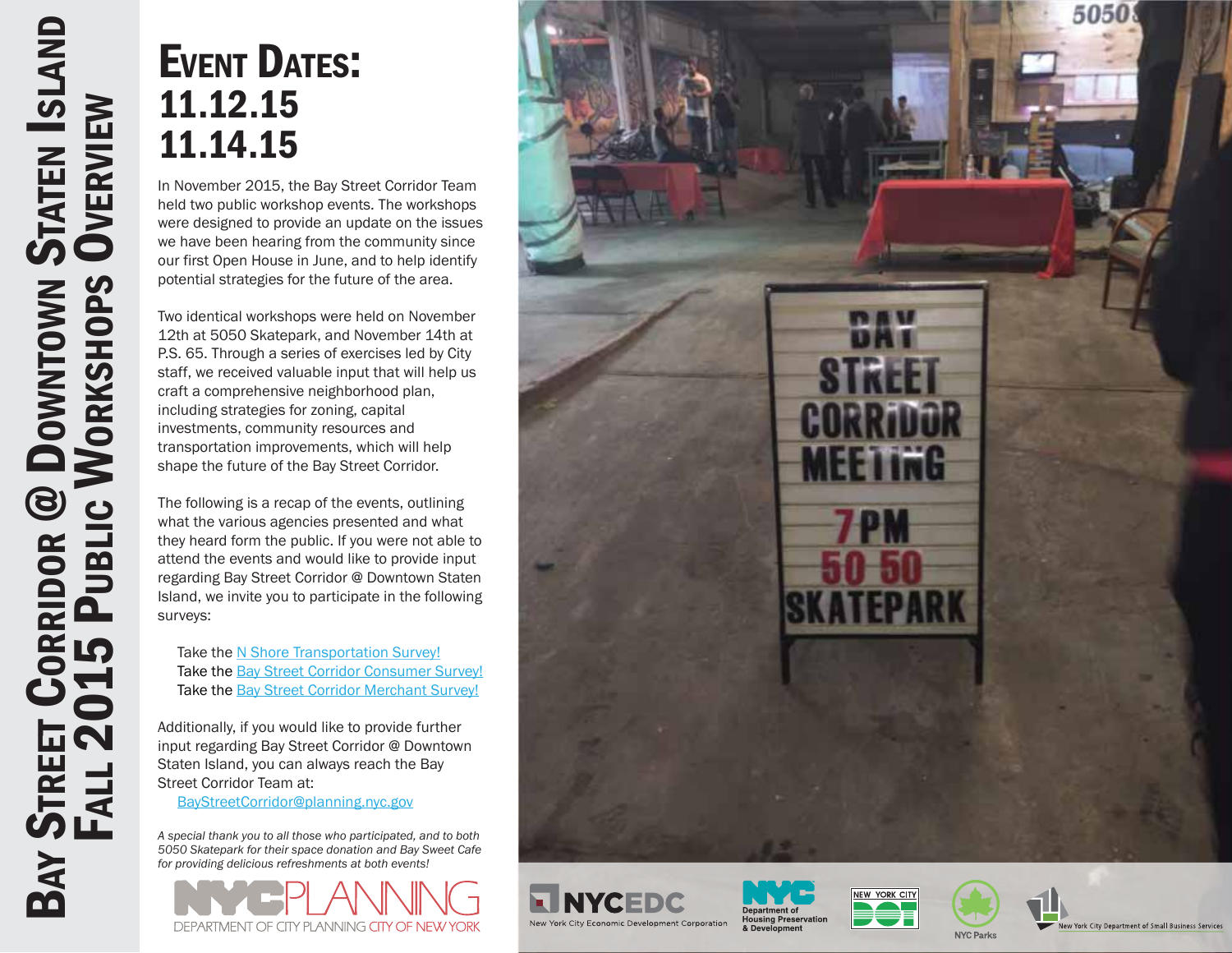# Bay Street Corridor @ Downtown Staten Island Fall 2015 Public Workshops Overview

## Event Dates: 11.12.15 11.14.15

In November 2015, the Bay Street Corridor Team held two public workshop events. The workshops were designed to provide an update on the issues we have been hearing from the community since our first Open House in June, and to help identify potential strategies for the future of the area.

Two identical workshops were held on November 12th at 5050 Skatepark, and November 14th at P.S. 65. Through a series of exercises led by City staff, we received valuable input that will help us craft a comprehensive neighborhood plan, including strategies for zoning, capital investments, community resources and transportation improvements, which will help shape the future of the Bay Street Corridor.

The following is a recap of the events, outlining what the various agencies presented and what they heard form the public. If you were not able to attend the events and would like to provide input regarding Bay Street Corridor @ Downtown Staten Island, we invite you to participate in the following surveys:

Take the N Shore Transportation Survey!
Take the Bay Street Corridor Consumer Survey!
Take the Bay Street Corridor Merchant Survey!

Additionally, if you would like to provide further input regarding Bay Street Corridor @ Downtown Staten Island, you can always reach the Bay Street Corridor Team at:
BayStreetCorridor@planning.nyc.gov

*A special thank you to all those who participated, and to both 5050 Skatepark for their space donation and Bay Sweet Cafe for providing delicious refreshments at both events!*

NYC PLANNING
DEPARTMENT OF CITY PLANNING CITY OF NEW YORK

BAY STREET CORRIDOR MEETING 7PM 50 50 SKATEPARK

NYCEDC New York City Economic Development Corporation
NYC Department of Housing Preservation & Development
NEW YORK CITY DOT
NYC Parks
New York City Department of Small Business Services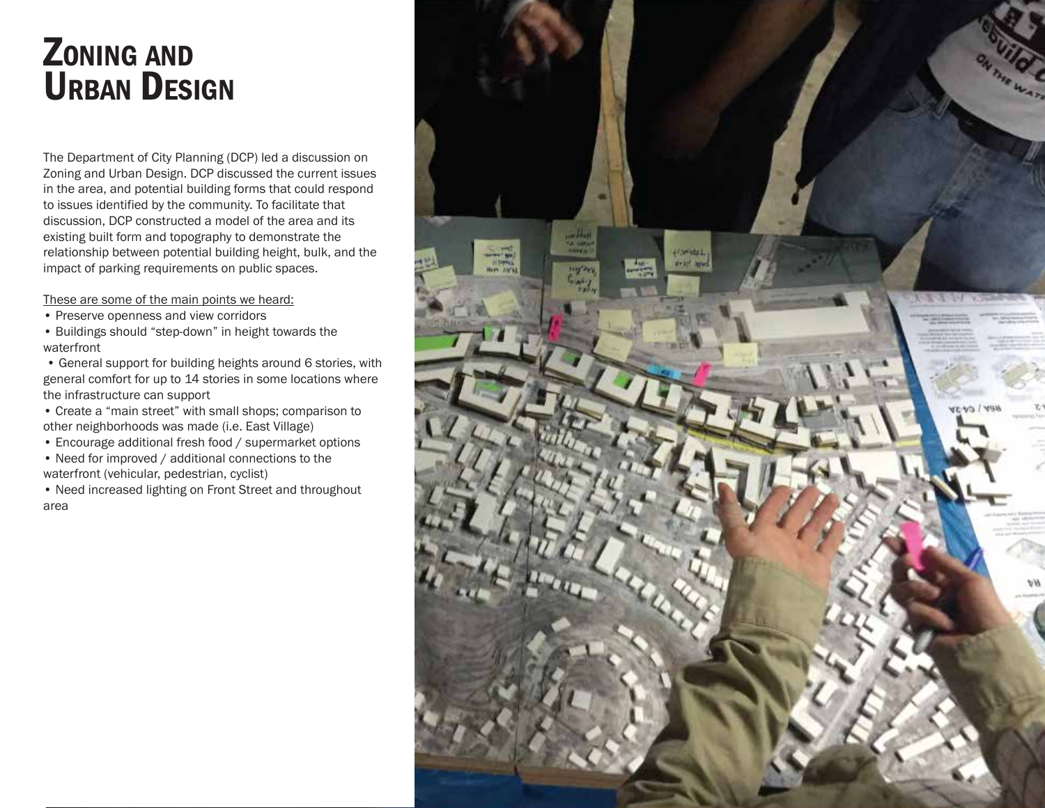# Zoning and Urban Design

The Department of City Planning (DCP) led a discussion on Zoning and Urban Design. DCP discussed the current issues in the area, and potential building forms that could respond to issues identified by the community. To facilitate that discussion, DCP constructed a model of the area and its existing built form and topography to demonstrate the relationship between potential building height, bulk, and the impact of parking requirements on public spaces.

These are some of the main points we heard:

- Preserve openness and view corridors
- Buildings should "step-down" in height towards the waterfront
- General support for building heights around 6 stories, with general comfort for up to 14 stories in some locations where the infrastructure can support
- Create a "main street" with small shops; comparison to other neighborhoods was made (i.e. East Village)
- Encourage additional fresh food / supermarket options
- Need for improved / additional connections to the waterfront (vehicular, pedestrian, cyclist)
- Need increased lighting on Front Street and throughout area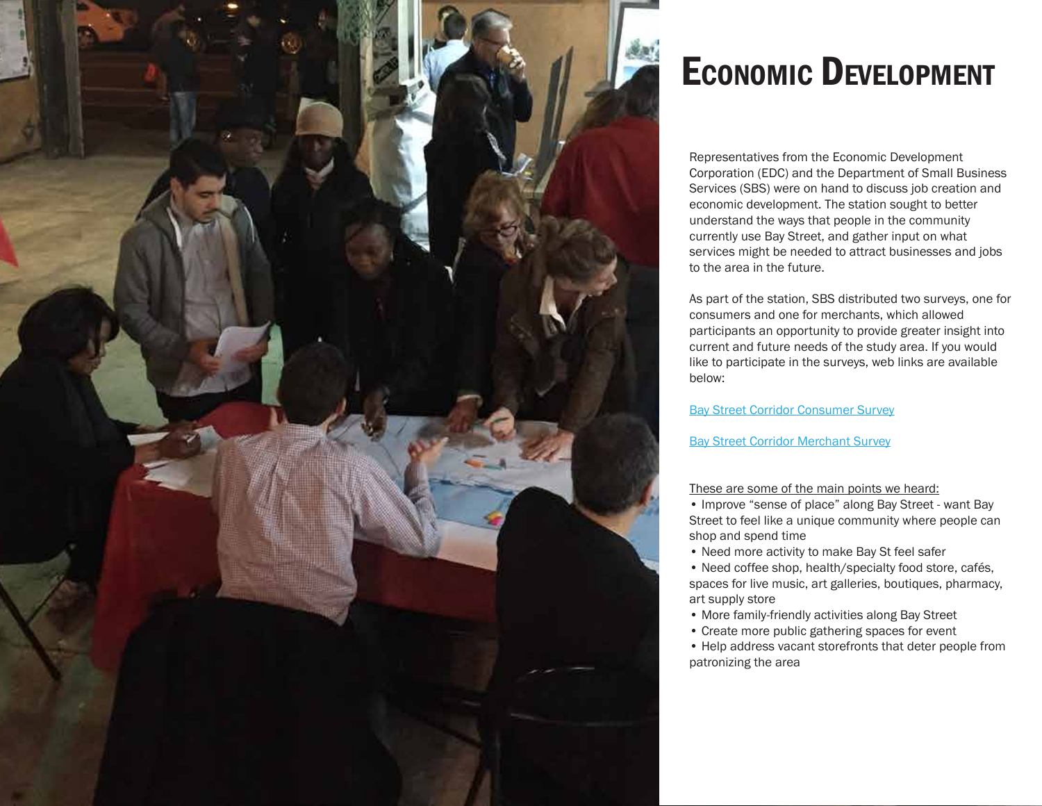# Economic Development

Representatives from the Economic Development Corporation (EDC) and the Department of Small Business Services (SBS) were on hand to discuss job creation and economic development. The station sought to better understand the ways that people in the community currently use Bay Street, and gather input on what services might be needed to attract businesses and jobs to the area in the future.

As part of the station, SBS distributed two surveys, one for consumers and one for merchants, which allowed participants an opportunity to provide greater insight into current and future needs of the study area. If you would like to participate in the surveys, web links are available below:

Bay Street Corridor Consumer Survey

Bay Street Corridor Merchant Survey

These are some of the main points we heard:

- Improve "sense of place" along Bay Street - want Bay Street to feel like a unique community where people can shop and spend time
- Need more activity to make Bay St feel safer
- Need coffee shop, health/specialty food store, cafés, spaces for live music, art galleries, boutiques, pharmacy, art supply store
- More family-friendly activities along Bay Street
- Create more public gathering spaces for event
- Help address vacant storefronts that deter people from patronizing the area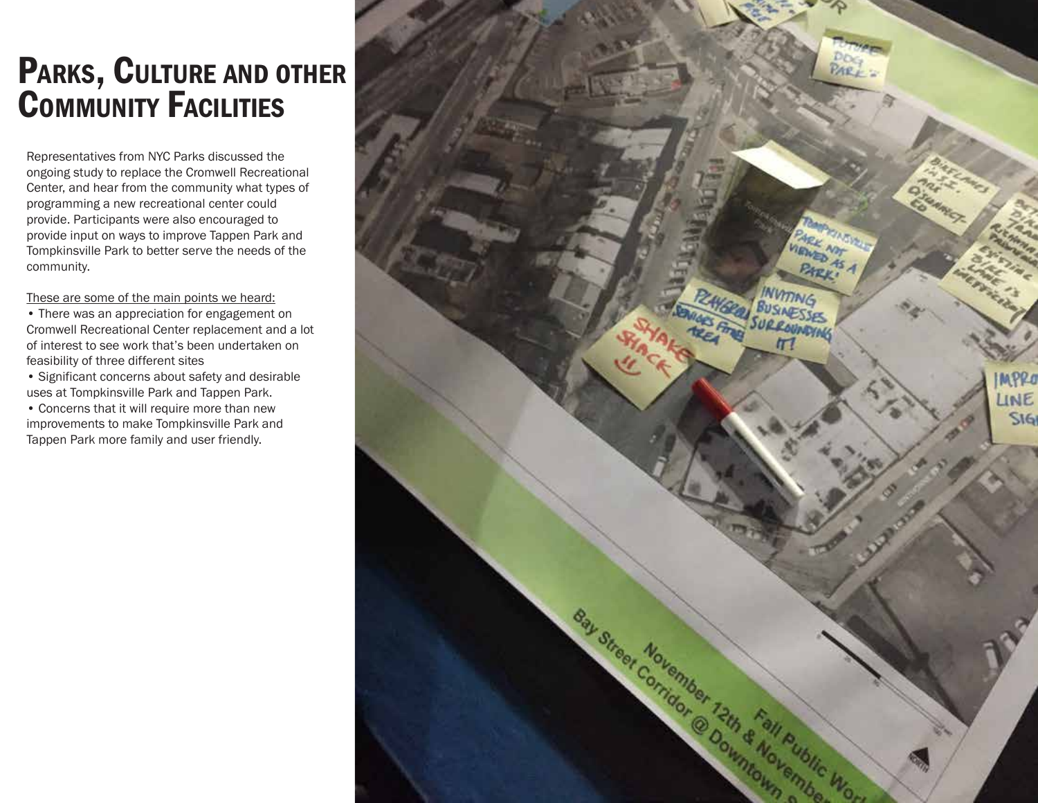# Parks, Culture and other Community Facilities

Representatives from NYC Parks discussed the ongoing study to replace the Cromwell Recreational Center, and hear from the community what types of programming a new recreational center could provide. Participants were also encouraged to provide input on ways to improve Tappen Park and Tompkinsville Park to better serve the needs of the community.

These are some of the main points we heard:

- There was an appreciation for engagement on Cromwell Recreational Center replacement and a lot of interest to see work that's been undertaken on feasibility of three different sites
- Significant concerns about safety and desirable uses at Tompkinsville Park and Tappen Park.
- Concerns that it will require more than new improvements to make Tompkinsville Park and Tappen Park more family and user friendly.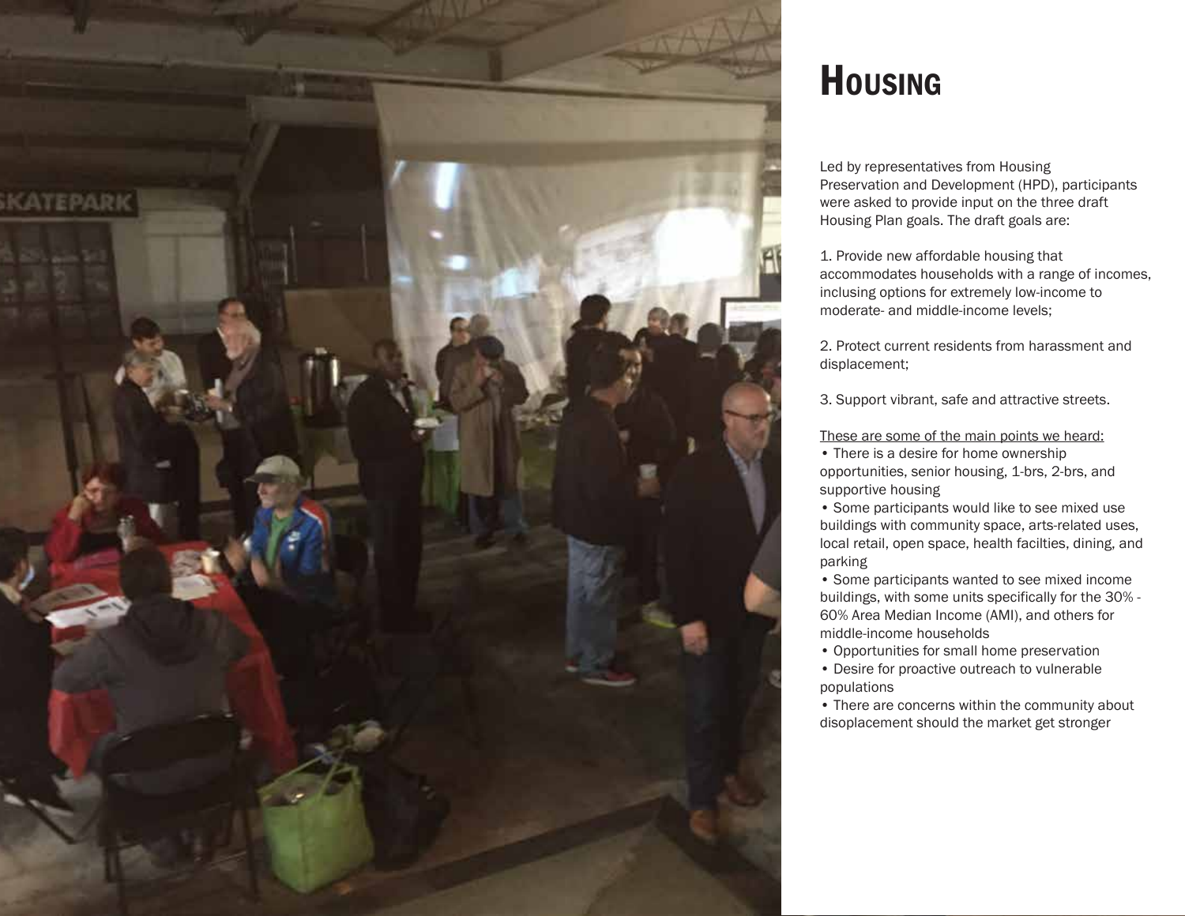# Housing

Led by representatives from Housing Preservation and Development (HPD), participants were asked to provide input on the three draft Housing Plan goals. The draft goals are:

1. Provide new affordable housing that accommodates households with a range of incomes, inclusing options for extremely low-income to moderate- and middle-income levels;

2. Protect current residents from harassment and displacement;

3. Support vibrant, safe and attractive streets.

<u>These are some of the main points we heard:</u>

- There is a desire for home ownership opportunities, senior housing, 1-brs, 2-brs, and supportive housing
- Some participants would like to see mixed use buildings with community space, arts-related uses, local retail, open space, health facilties, dining, and parking
- Some participants wanted to see mixed income buildings, with some units specifically for the 30% - 60% Area Median Income (AMI), and others for middle-income households
- Opportunities for small home preservation
- Desire for proactive outreach to vulnerable populations
- There are concerns within the community about disoplacement should the market get stronger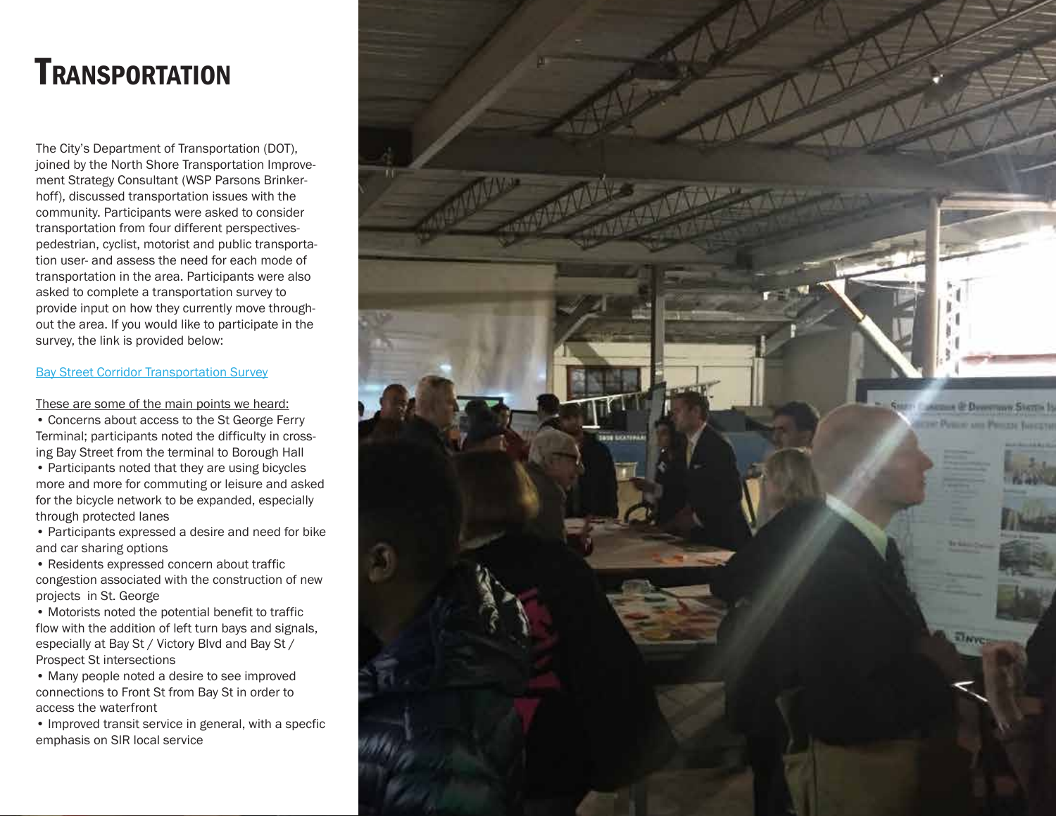# Transportation

The City's Department of Transportation (DOT), joined by the North Shore Transportation Improvement Strategy Consultant (WSP Parsons Brinkerhoff), discussed transportation issues with the community. Participants were asked to consider transportation from four different perspectives- pedestrian, cyclist, motorist and public transportation user- and assess the need for each mode of transportation in the area. Participants were also asked to complete a transportation survey to provide input on how they currently move throughout the area. If you would like to participate in the survey, the link is provided below:

Bay Street Corridor Transportation Survey

These are some of the main points we heard:

- Concerns about access to the St George Ferry Terminal; participants noted the difficulty in crossing Bay Street from the terminal to Borough Hall
- Participants noted that they are using bicycles more and more for commuting or leisure and asked for the bicycle network to be expanded, especially through protected lanes
- Participants expressed a desire and need for bike and car sharing options
- Residents expressed concern about traffic congestion associated with the construction of new projects in St. George
- Motorists noted the potential benefit to traffic flow with the addition of left turn bays and signals, especially at Bay St / Victory Blvd and Bay St / Prospect St intersections
- Many people noted a desire to see improved connections to Front St from Bay St in order to access the waterfront
- Improved transit service in general, with a specfic emphasis on SIR local service